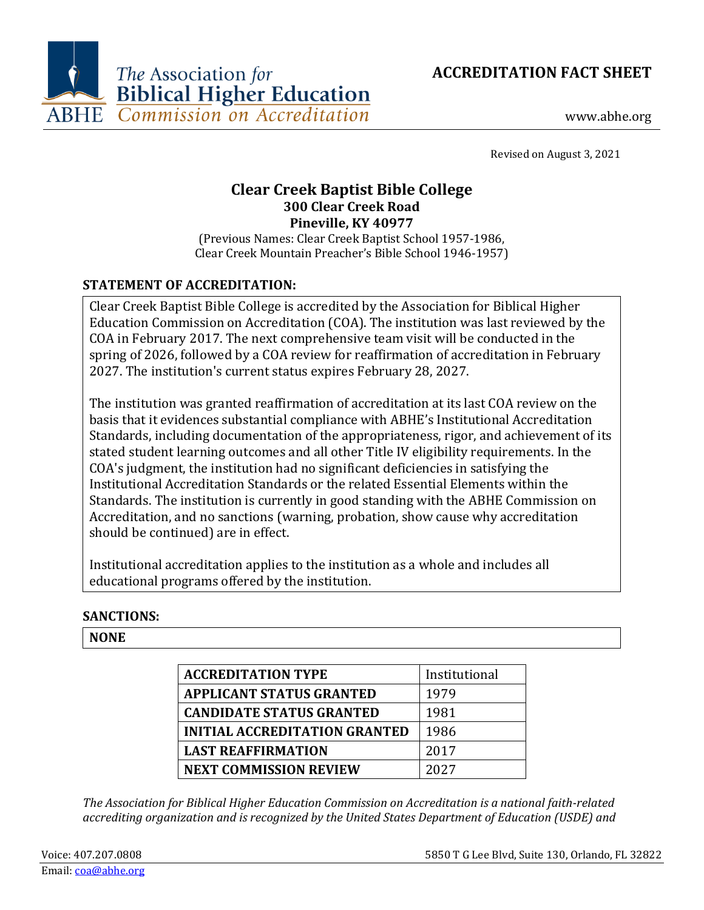The Association for Biblical Higher Education
ABHE Commission on Accreditation

# ACCREDITATION FACT SHEET

www.abhe.org

Revised on August 3, 2021

## Clear Creek Baptist Bible College
**300 Clear Creek Road**
**Pineville, KY 40977**

(Previous Names: Clear Creek Baptist School 1957-1986, Clear Creek Mountain Preacher's Bible School 1946-1957)

### STATEMENT OF ACCREDITATION:

Clear Creek Baptist Bible College is accredited by the Association for Biblical Higher Education Commission on Accreditation (COA). The institution was last reviewed by the COA in February 2017. The next comprehensive team visit will be conducted in the spring of 2026, followed by a COA review for reaffirmation of accreditation in February 2027. The institution's current status expires February 28, 2027.

The institution was granted reaffirmation of accreditation at its last COA review on the basis that it evidences substantial compliance with ABHE's Institutional Accreditation Standards, including documentation of the appropriateness, rigor, and achievement of its stated student learning outcomes and all other Title IV eligibility requirements. In the COA's judgment, the institution had no significant deficiencies in satisfying the Institutional Accreditation Standards or the related Essential Elements within the Standards. The institution is currently in good standing with the ABHE Commission on Accreditation, and no sanctions (warning, probation, show cause why accreditation should be continued) are in effect.

Institutional accreditation applies to the institution as a whole and includes all educational programs offered by the institution.

### SANCTIONS:

**NONE**

| ACCREDITATION TYPE | Institutional |
|---|---|
| APPLICANT STATUS GRANTED | 1979 |
| CANDIDATE STATUS GRANTED | 1981 |
| INITIAL ACCREDITATION GRANTED | 1986 |
| LAST REAFFIRMATION | 2017 |
| NEXT COMMISSION REVIEW | 2027 |

*The Association for Biblical Higher Education Commission on Accreditation is a national faith-related accrediting organization and is recognized by the United States Department of Education (USDE) and*

Voice: 407.207.0808 | 5850 T G Lee Blvd, Suite 130, Orlando, FL 32822
Email: coa@abhe.org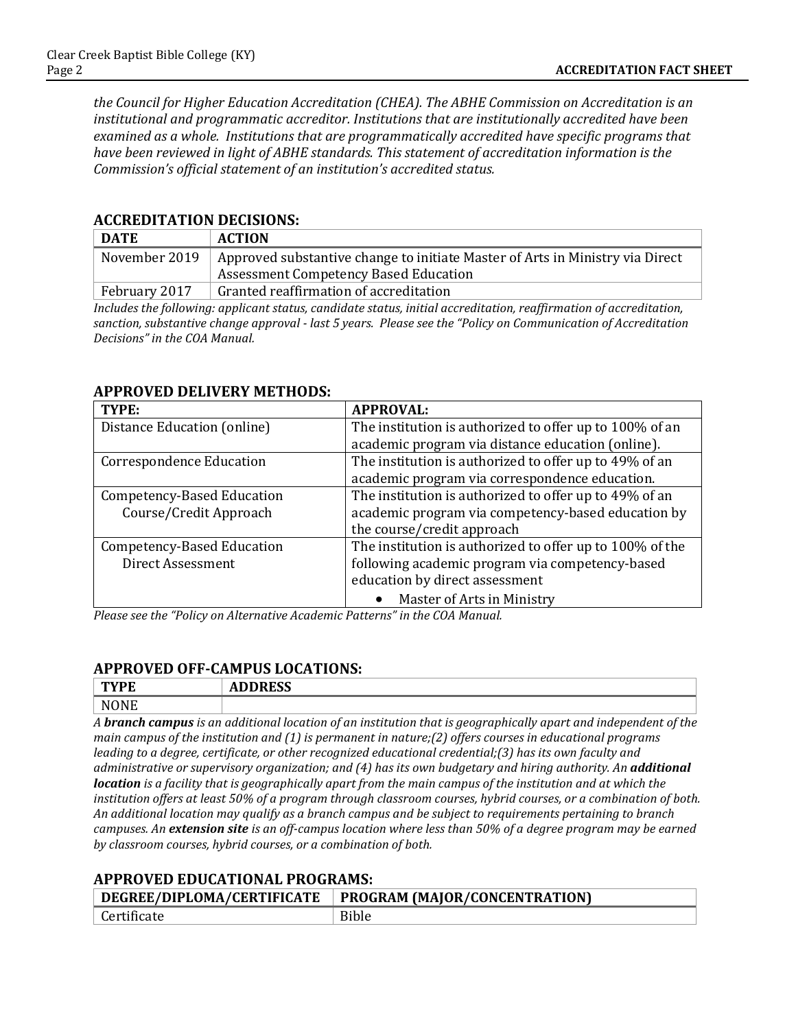*the Council for Higher Education Accreditation (CHEA). The ABHE Commission on Accreditation is an institutional and programmatic accreditor. Institutions that are institutionally accredited have been examined as a whole. Institutions that are programmatically accredited have specific programs that have been reviewed in light of ABHE standards. This statement of accreditation information is the Commission's official statement of an institution's accredited status.*

## ACCREDITATION DECISIONS:

| DATE | ACTION |
|---|---|
| November 2019 | Approved substantive change to initiate Master of Arts in Ministry via Direct Assessment Competency Based Education |
| February 2017 | Granted reaffirmation of accreditation |

*Includes the following: applicant status, candidate status, initial accreditation, reaffirmation of accreditation, sanction, substantive change approval - last 5 years. Please see the "Policy on Communication of Accreditation Decisions" in the COA Manual.*

## APPROVED DELIVERY METHODS:

| TYPE: | APPROVAL: |
|---|---|
| Distance Education (online) | The institution is authorized to offer up to 100% of an academic program via distance education (online). |
| Correspondence Education | The institution is authorized to offer up to 49% of an academic program via correspondence education. |
| Competency-Based Education Course/Credit Approach | The institution is authorized to offer up to 49% of an academic program via competency-based education by the course/credit approach |
| Competency-Based Education Direct Assessment | The institution is authorized to offer up to 100% of the following academic program via competency-based education by direct assessment<br>• Master of Arts in Ministry |

*Please see the "Policy on Alternative Academic Patterns" in the COA Manual.*

## APPROVED OFF-CAMPUS LOCATIONS:

| TYPE | ADDRESS |
|---|---|
| NONE | |

*A **branch campus** is an additional location of an institution that is geographically apart and independent of the main campus of the institution and (1) is permanent in nature;(2) offers courses in educational programs leading to a degree, certificate, or other recognized educational credential;(3) has its own faculty and administrative or supervisory organization; and (4) has its own budgetary and hiring authority. An **additional location** is a facility that is geographically apart from the main campus of the institution and at which the institution offers at least 50% of a program through classroom courses, hybrid courses, or a combination of both. An additional location may qualify as a branch campus and be subject to requirements pertaining to branch campuses. An **extension site** is an off-campus location where less than 50% of a degree program may be earned by classroom courses, hybrid courses, or a combination of both.*

## APPROVED EDUCATIONAL PROGRAMS:

| DEGREE/DIPLOMA/CERTIFICATE | PROGRAM (MAJOR/CONCENTRATION) |
|---|---|
| Certificate | Bible |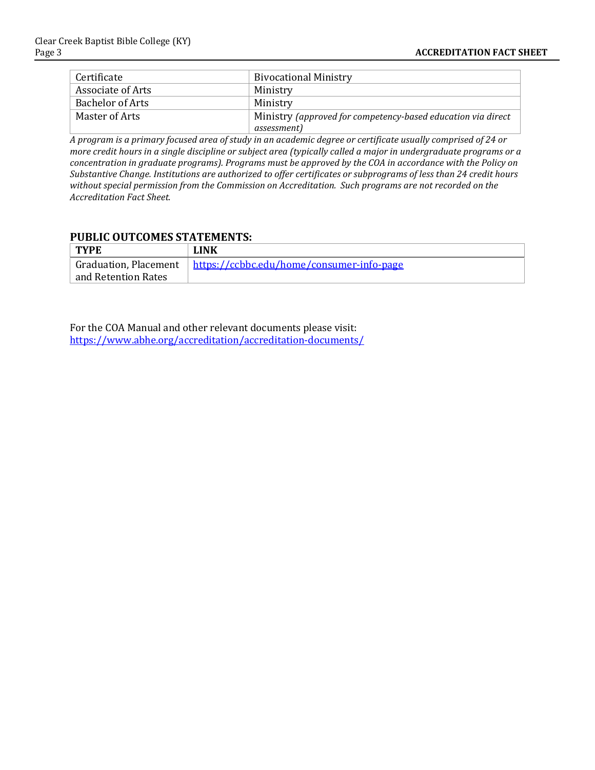| | |
|---|---|
| Certificate | Bivocational Ministry |
| Associate of Arts | Ministry |
| Bachelor of Arts | Ministry |
| Master of Arts | Ministry *(approved for competency-based education via direct assessment)* |

*A program is a primary focused area of study in an academic degree or certificate usually comprised of 24 or more credit hours in a single discipline or subject area (typically called a major in undergraduate programs or a concentration in graduate programs). Programs must be approved by the COA in accordance with the Policy on Substantive Change. Institutions are authorized to offer certificates or subprograms of less than 24 credit hours without special permission from the Commission on Accreditation. Such programs are not recorded on the Accreditation Fact Sheet.*

## PUBLIC OUTCOMES STATEMENTS:

| TYPE | LINK |
|---|---|
| Graduation, Placement and Retention Rates | https://ccbbc.edu/home/consumer-info-page |

For the COA Manual and other relevant documents please visit:
https://www.abhe.org/accreditation/accreditation-documents/